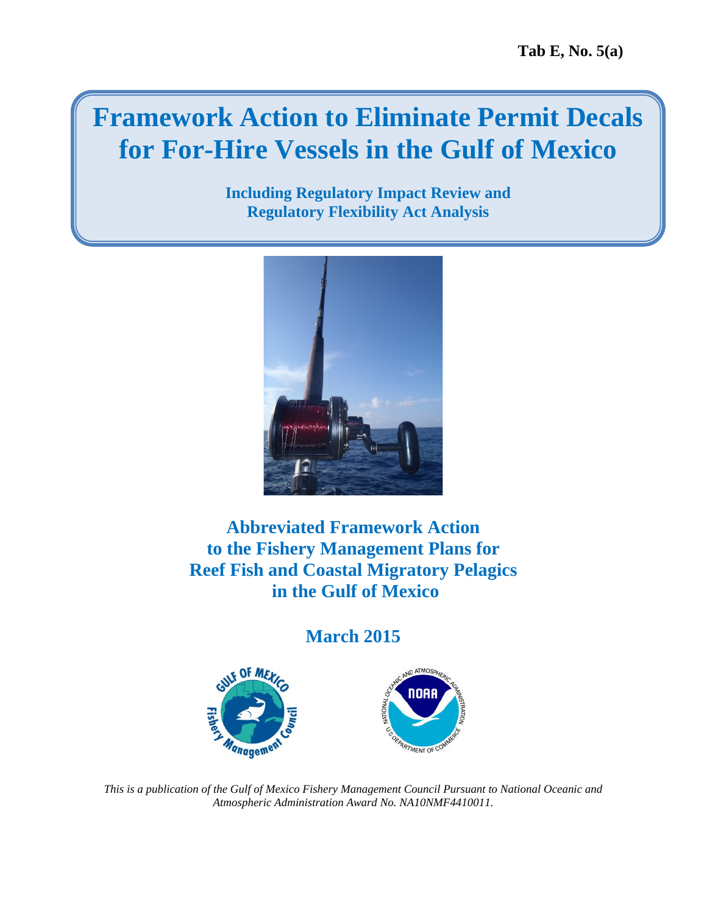Tab E, No. 5(a)

# Framework Action to Eliminate Permit Decals for For-Hire Vessels in the Gulf of Mexico

**Including Regulatory Impact Review and Regulatory Flexibility Act Analysis**

## Abbreviated Framework Action to the Fishery Management Plans for Reef Fish and Coastal Migratory Pelagics in the Gulf of Mexico

## March 2015

*This is a publication of the Gulf of Mexico Fishery Management Council Pursuant to National Oceanic and Atmospheric Administration Award No. NA10NMF4410011.*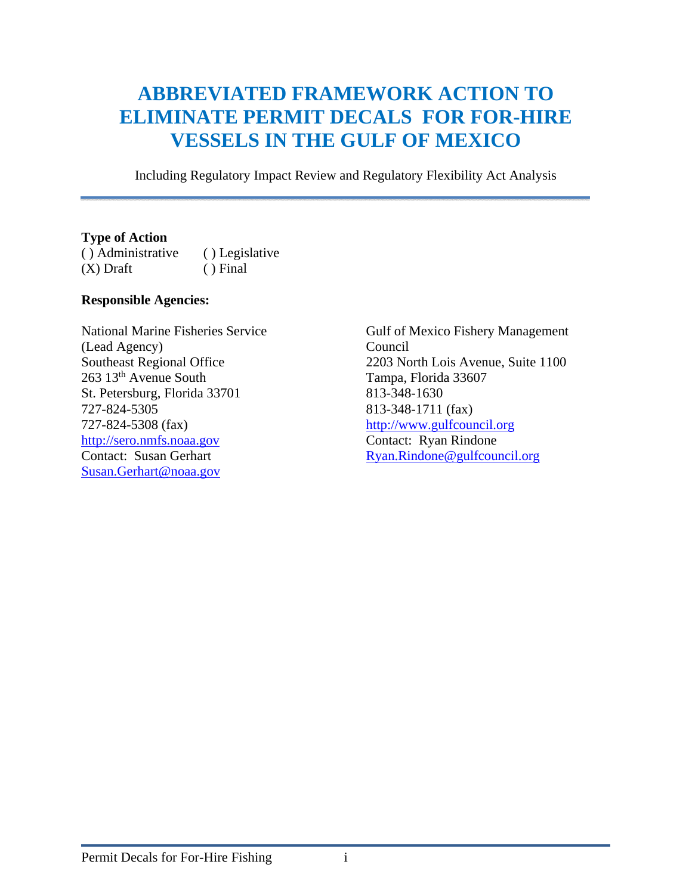# ABBREVIATED FRAMEWORK ACTION TO ELIMINATE PERMIT DECALS FOR FOR-HIRE VESSELS IN THE GULF OF MEXICO

Including Regulatory Impact Review and Regulatory Flexibility Act Analysis

---

**Type of Action**

( ) Administrative ( ) Legislative
(X) Draft ( ) Final

**Responsible Agencies:**

National Marine Fisheries Service
(Lead Agency)
Southeast Regional Office
263 13th Avenue South
St. Petersburg, Florida 33701
727-824-5305
727-824-5308 (fax)
http://sero.nmfs.noaa.gov
Contact: Susan Gerhart
Susan.Gerhart@noaa.gov

Gulf of Mexico Fishery Management Council
2203 North Lois Avenue, Suite 1100
Tampa, Florida 33607
813-348-1630
813-348-1711 (fax)
http://www.gulfcouncil.org
Contact: Ryan Rindone
Ryan.Rindone@gulfcouncil.org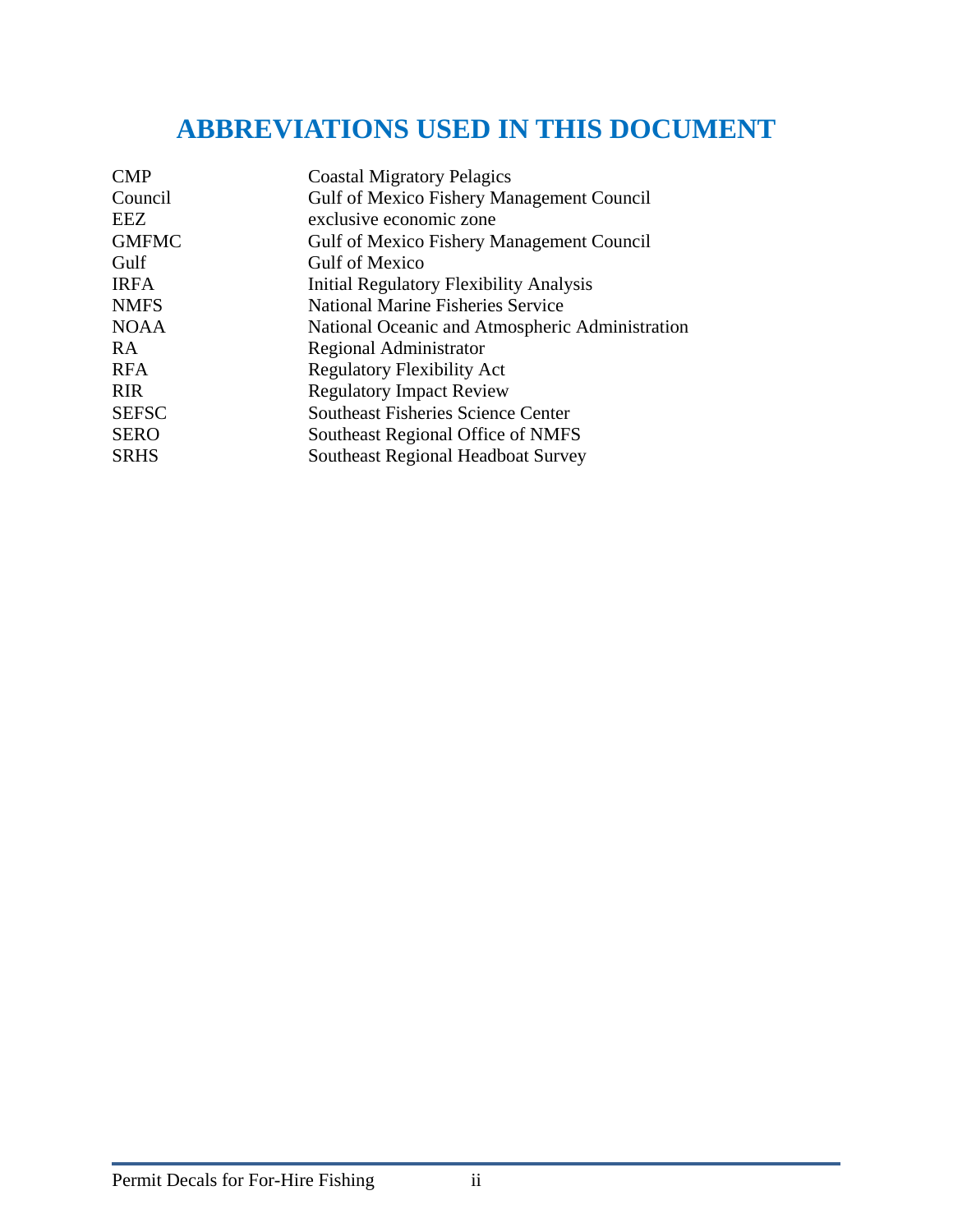# ABBREVIATIONS USED IN THIS DOCUMENT

| | |
|---|---|
| CMP | Coastal Migratory Pelagics |
| Council | Gulf of Mexico Fishery Management Council |
| EEZ | exclusive economic zone |
| GMFMC | Gulf of Mexico Fishery Management Council |
| Gulf | Gulf of Mexico |
| IRFA | Initial Regulatory Flexibility Analysis |
| NMFS | National Marine Fisheries Service |
| NOAA | National Oceanic and Atmospheric Administration |
| RA | Regional Administrator |
| RFA | Regulatory Flexibility Act |
| RIR | Regulatory Impact Review |
| SEFSC | Southeast Fisheries Science Center |
| SERO | Southeast Regional Office of NMFS |
| SRHS | Southeast Regional Headboat Survey |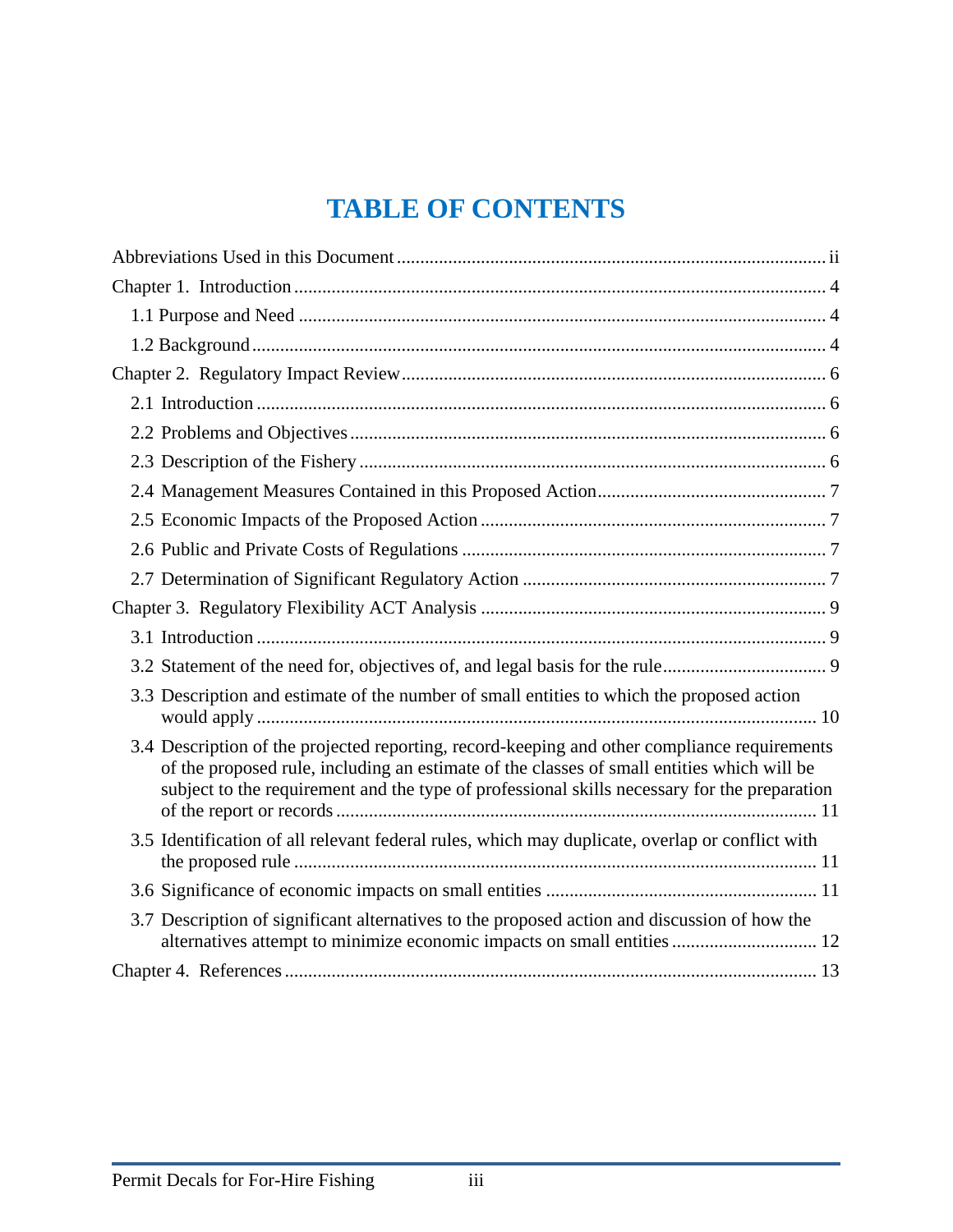# TABLE OF CONTENTS

Abbreviations Used in this Document ........................................................................................ ii

Chapter 1. Introduction ................................................................................................................. 4

- 1.1 Purpose and Need ................................................................................................................ 4
- 1.2 Background .......................................................................................................................... 4

Chapter 2. Regulatory Impact Review .......................................................................................... 6

- 2.1 Introduction ........................................................................................................................ 6
- 2.2 Problems and Objectives ..................................................................................................... 6
- 2.3 Description of the Fishery ................................................................................................... 6
- 2.4 Management Measures Contained in this Proposed Action ................................................. 7
- 2.5 Economic Impacts of the Proposed Action ......................................................................... 7
- 2.6 Public and Private Costs of Regulations ............................................................................. 7
- 2.7 Determination of Significant Regulatory Action ................................................................. 7

Chapter 3. Regulatory Flexibility ACT Analysis ......................................................................... 9

- 3.1 Introduction ........................................................................................................................ 9
- 3.2 Statement of the need for, objectives of, and legal basis for the rule .................................. 9
- 3.3 Description and estimate of the number of small entities to which the proposed action would apply ....................................................................................................................... 10
- 3.4 Description of the projected reporting, record-keeping and other compliance requirements of the proposed rule, including an estimate of the classes of small entities which will be subject to the requirement and the type of professional skills necessary for the preparation of the report or records ..................................................................................................... 11
- 3.5 Identification of all relevant federal rules, which may duplicate, overlap or conflict with the proposed rule .............................................................................................................. 11
- 3.6 Significance of economic impacts on small entities ......................................................... 11
- 3.7 Description of significant alternatives to the proposed action and discussion of how the alternatives attempt to minimize economic impacts on small entities ............................... 12

Chapter 4. References ................................................................................................................. 13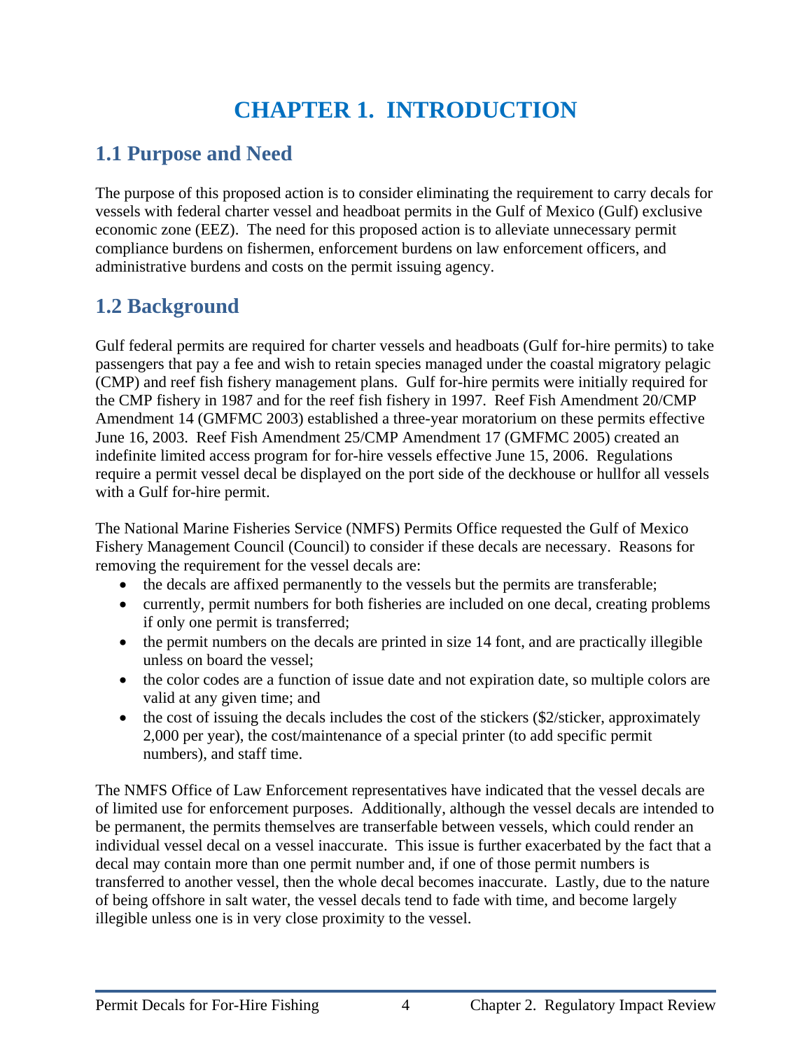# CHAPTER 1. INTRODUCTION

## 1.1 Purpose and Need

The purpose of this proposed action is to consider eliminating the requirement to carry decals for vessels with federal charter vessel and headboat permits in the Gulf of Mexico (Gulf) exclusive economic zone (EEZ). The need for this proposed action is to alleviate unnecessary permit compliance burdens on fishermen, enforcement burdens on law enforcement officers, and administrative burdens and costs on the permit issuing agency.

## 1.2 Background

Gulf federal permits are required for charter vessels and headboats (Gulf for-hire permits) to take passengers that pay a fee and wish to retain species managed under the coastal migratory pelagic (CMP) and reef fish fishery management plans. Gulf for-hire permits were initially required for the CMP fishery in 1987 and for the reef fish fishery in 1997. Reef Fish Amendment 20/CMP Amendment 14 (GMFMC 2003) established a three-year moratorium on these permits effective June 16, 2003. Reef Fish Amendment 25/CMP Amendment 17 (GMFMC 2005) created an indefinite limited access program for for-hire vessels effective June 15, 2006. Regulations require a permit vessel decal be displayed on the port side of the deckhouse or hullfor all vessels with a Gulf for-hire permit.

The National Marine Fisheries Service (NMFS) Permits Office requested the Gulf of Mexico Fishery Management Council (Council) to consider if these decals are necessary. Reasons for removing the requirement for the vessel decals are:

- the decals are affixed permanently to the vessels but the permits are transferable;
- currently, permit numbers for both fisheries are included on one decal, creating problems if only one permit is transferred;
- the permit numbers on the decals are printed in size 14 font, and are practically illegible unless on board the vessel;
- the color codes are a function of issue date and not expiration date, so multiple colors are valid at any given time; and
- the cost of issuing the decals includes the cost of the stickers ($2/sticker, approximately 2,000 per year), the cost/maintenance of a special printer (to add specific permit numbers), and staff time.

The NMFS Office of Law Enforcement representatives have indicated that the vessel decals are of limited use for enforcement purposes. Additionally, although the vessel decals are intended to be permanent, the permits themselves are transerfable between vessels, which could render an individual vessel decal on a vessel inaccurate. This issue is further exacerbated by the fact that a decal may contain more than one permit number and, if one of those permit numbers is transferred to another vessel, then the whole decal becomes inaccurate. Lastly, due to the nature of being offshore in salt water, the vessel decals tend to fade with time, and become largely illegible unless one is in very close proximity to the vessel.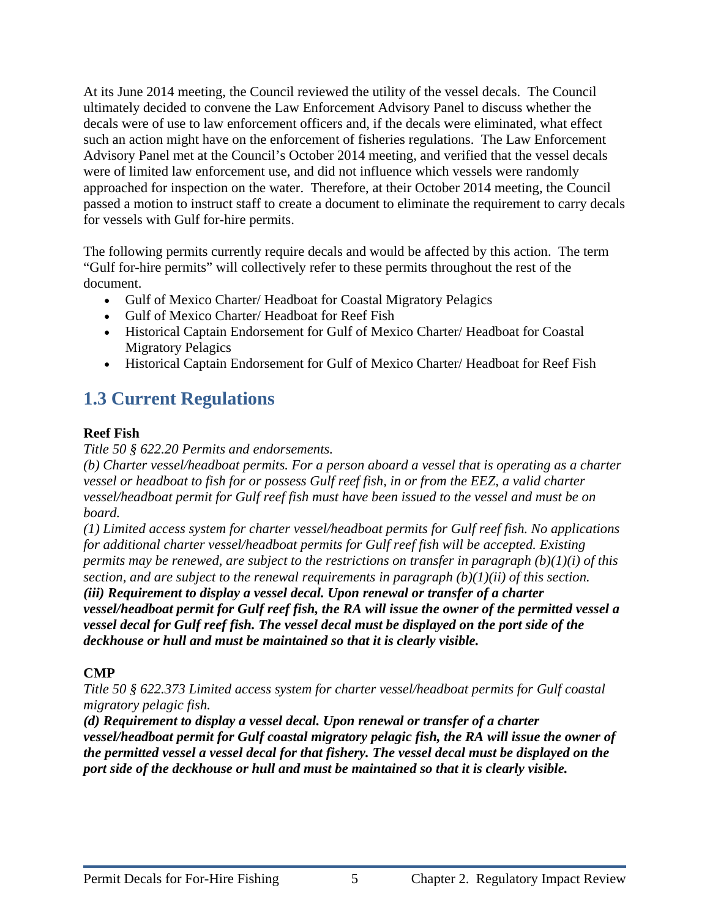At its June 2014 meeting, the Council reviewed the utility of the vessel decals. The Council ultimately decided to convene the Law Enforcement Advisory Panel to discuss whether the decals were of use to law enforcement officers and, if the decals were eliminated, what effect such an action might have on the enforcement of fisheries regulations. The Law Enforcement Advisory Panel met at the Council's October 2014 meeting, and verified that the vessel decals were of limited law enforcement use, and did not influence which vessels were randomly approached for inspection on the water. Therefore, at their October 2014 meeting, the Council passed a motion to instruct staff to create a document to eliminate the requirement to carry decals for vessels with Gulf for-hire permits.

The following permits currently require decals and would be affected by this action. The term "Gulf for-hire permits" will collectively refer to these permits throughout the rest of the document.

- Gulf of Mexico Charter/ Headboat for Coastal Migratory Pelagics
- Gulf of Mexico Charter/ Headboat for Reef Fish
- Historical Captain Endorsement for Gulf of Mexico Charter/ Headboat for Coastal Migratory Pelagics
- Historical Captain Endorsement for Gulf of Mexico Charter/ Headboat for Reef Fish

## 1.3 Current Regulations

**Reef Fish**

*Title 50 § 622.20 Permits and endorsements.*

*(b) Charter vessel/headboat permits. For a person aboard a vessel that is operating as a charter vessel or headboat to fish for or possess Gulf reef fish, in or from the EEZ, a valid charter vessel/headboat permit for Gulf reef fish must have been issued to the vessel and must be on board.*

*(1) Limited access system for charter vessel/headboat permits for Gulf reef fish. No applications for additional charter vessel/headboat permits for Gulf reef fish will be accepted. Existing permits may be renewed, are subject to the restrictions on transfer in paragraph (b)(1)(i) of this section, and are subject to the renewal requirements in paragraph (b)(1)(ii) of this section.*

***(iii) Requirement to display a vessel decal. Upon renewal or transfer of a charter vessel/headboat permit for Gulf reef fish, the RA will issue the owner of the permitted vessel a vessel decal for Gulf reef fish. The vessel decal must be displayed on the port side of the deckhouse or hull and must be maintained so that it is clearly visible.***

**CMP**

*Title 50 § 622.373 Limited access system for charter vessel/headboat permits for Gulf coastal migratory pelagic fish.*

***(d) Requirement to display a vessel decal. Upon renewal or transfer of a charter vessel/headboat permit for Gulf coastal migratory pelagic fish, the RA will issue the owner of the permitted vessel a vessel decal for that fishery. The vessel decal must be displayed on the port side of the deckhouse or hull and must be maintained so that it is clearly visible.***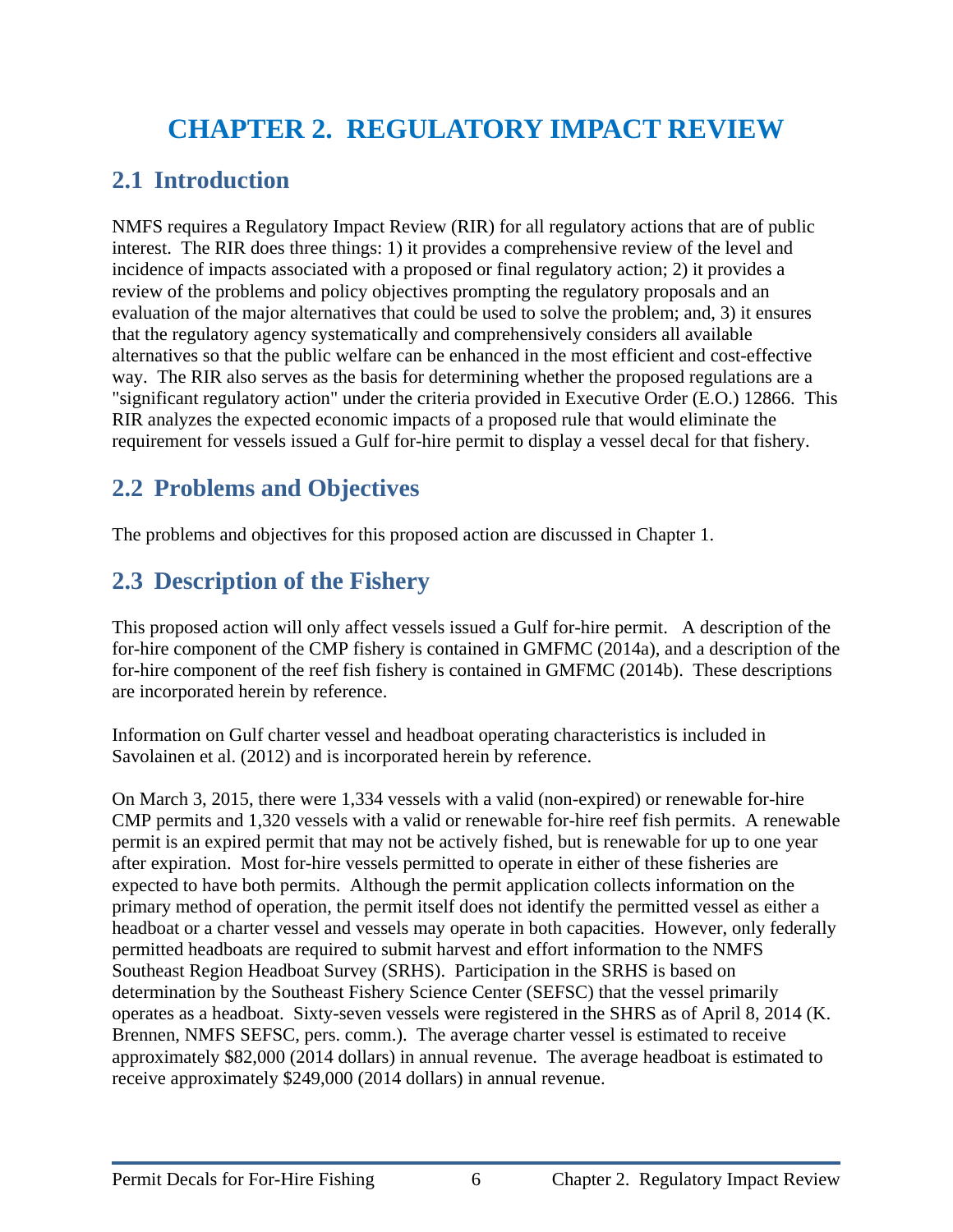# CHAPTER 2. REGULATORY IMPACT REVIEW

## 2.1 Introduction

NMFS requires a Regulatory Impact Review (RIR) for all regulatory actions that are of public interest. The RIR does three things: 1) it provides a comprehensive review of the level and incidence of impacts associated with a proposed or final regulatory action; 2) it provides a review of the problems and policy objectives prompting the regulatory proposals and an evaluation of the major alternatives that could be used to solve the problem; and, 3) it ensures that the regulatory agency systematically and comprehensively considers all available alternatives so that the public welfare can be enhanced in the most efficient and cost-effective way. The RIR also serves as the basis for determining whether the proposed regulations are a "significant regulatory action" under the criteria provided in Executive Order (E.O.) 12866. This RIR analyzes the expected economic impacts of a proposed rule that would eliminate the requirement for vessels issued a Gulf for-hire permit to display a vessel decal for that fishery.

## 2.2 Problems and Objectives

The problems and objectives for this proposed action are discussed in Chapter 1.

## 2.3 Description of the Fishery

This proposed action will only affect vessels issued a Gulf for-hire permit. A description of the for-hire component of the CMP fishery is contained in GMFMC (2014a), and a description of the for-hire component of the reef fish fishery is contained in GMFMC (2014b). These descriptions are incorporated herein by reference.

Information on Gulf charter vessel and headboat operating characteristics is included in Savolainen et al. (2012) and is incorporated herein by reference.

On March 3, 2015, there were 1,334 vessels with a valid (non-expired) or renewable for-hire CMP permits and 1,320 vessels with a valid or renewable for-hire reef fish permits. A renewable permit is an expired permit that may not be actively fished, but is renewable for up to one year after expiration. Most for-hire vessels permitted to operate in either of these fisheries are expected to have both permits. Although the permit application collects information on the primary method of operation, the permit itself does not identify the permitted vessel as either a headboat or a charter vessel and vessels may operate in both capacities. However, only federally permitted headboats are required to submit harvest and effort information to the NMFS Southeast Region Headboat Survey (SRHS). Participation in the SRHS is based on determination by the Southeast Fishery Science Center (SEFSC) that the vessel primarily operates as a headboat. Sixty-seven vessels were registered in the SHRS as of April 8, 2014 (K. Brennen, NMFS SEFSC, pers. comm.). The average charter vessel is estimated to receive approximately $82,000 (2014 dollars) in annual revenue. The average headboat is estimated to receive approximately $249,000 (2014 dollars) in annual revenue.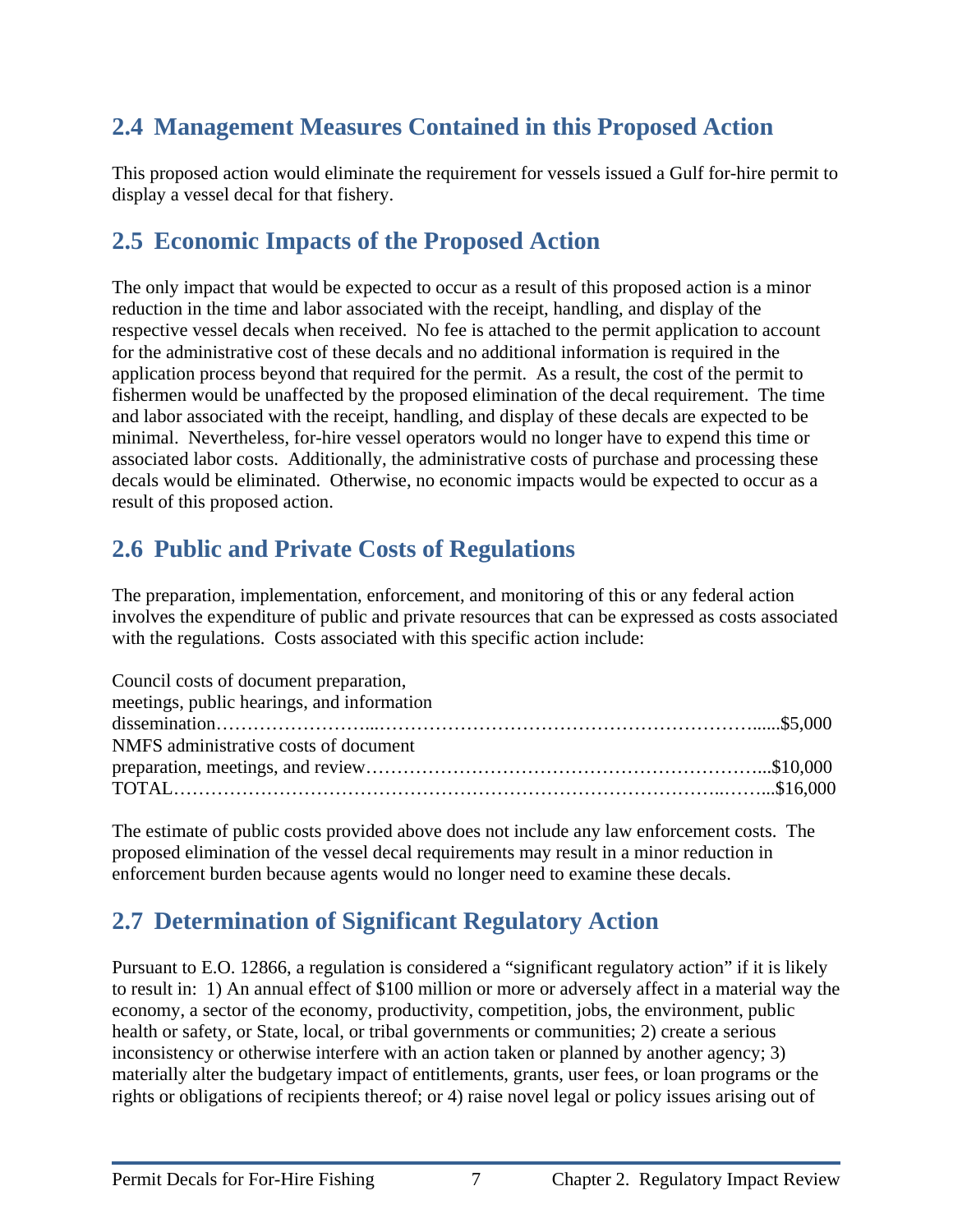## 2.4 Management Measures Contained in this Proposed Action

This proposed action would eliminate the requirement for vessels issued a Gulf for-hire permit to display a vessel decal for that fishery.

## 2.5 Economic Impacts of the Proposed Action

The only impact that would be expected to occur as a result of this proposed action is a minor reduction in the time and labor associated with the receipt, handling, and display of the respective vessel decals when received. No fee is attached to the permit application to account for the administrative cost of these decals and no additional information is required in the application process beyond that required for the permit. As a result, the cost of the permit to fishermen would be unaffected by the proposed elimination of the decal requirement. The time and labor associated with the receipt, handling, and display of these decals are expected to be minimal. Nevertheless, for-hire vessel operators would no longer have to expend this time or associated labor costs. Additionally, the administrative costs of purchase and processing these decals would be eliminated. Otherwise, no economic impacts would be expected to occur as a result of this proposed action.

## 2.6 Public and Private Costs of Regulations

The preparation, implementation, enforcement, and monitoring of this or any federal action involves the expenditure of public and private resources that can be expressed as costs associated with the regulations. Costs associated with this specific action include:

| | |
|---|---|
| Council costs of document preparation, meetings, public hearings, and information dissemination | \$5,000 |
| NMFS administrative costs of document preparation, meetings, and review | \$10,000 |
| TOTAL | \$16,000 |

The estimate of public costs provided above does not include any law enforcement costs. The proposed elimination of the vessel decal requirements may result in a minor reduction in enforcement burden because agents would no longer need to examine these decals.

## 2.7 Determination of Significant Regulatory Action

Pursuant to E.O. 12866, a regulation is considered a "significant regulatory action" if it is likely to result in: 1) An annual effect of \$100 million or more or adversely affect in a material way the economy, a sector of the economy, productivity, competition, jobs, the environment, public health or safety, or State, local, or tribal governments or communities; 2) create a serious inconsistency or otherwise interfere with an action taken or planned by another agency; 3) materially alter the budgetary impact of entitlements, grants, user fees, or loan programs or the rights or obligations of recipients thereof; or 4) raise novel legal or policy issues arising out of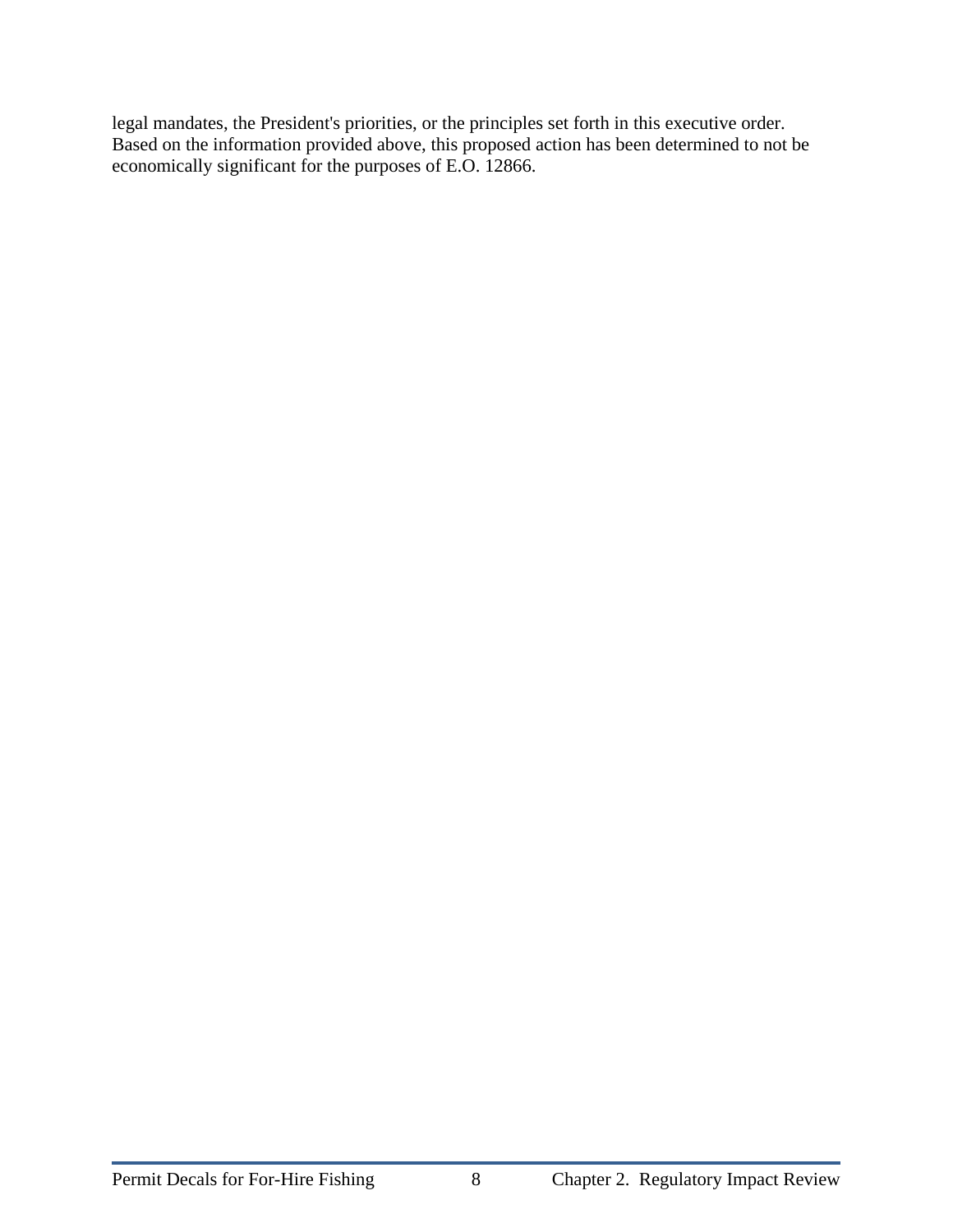legal mandates, the President's priorities, or the principles set forth in this executive order. Based on the information provided above, this proposed action has been determined to not be economically significant for the purposes of E.O. 12866.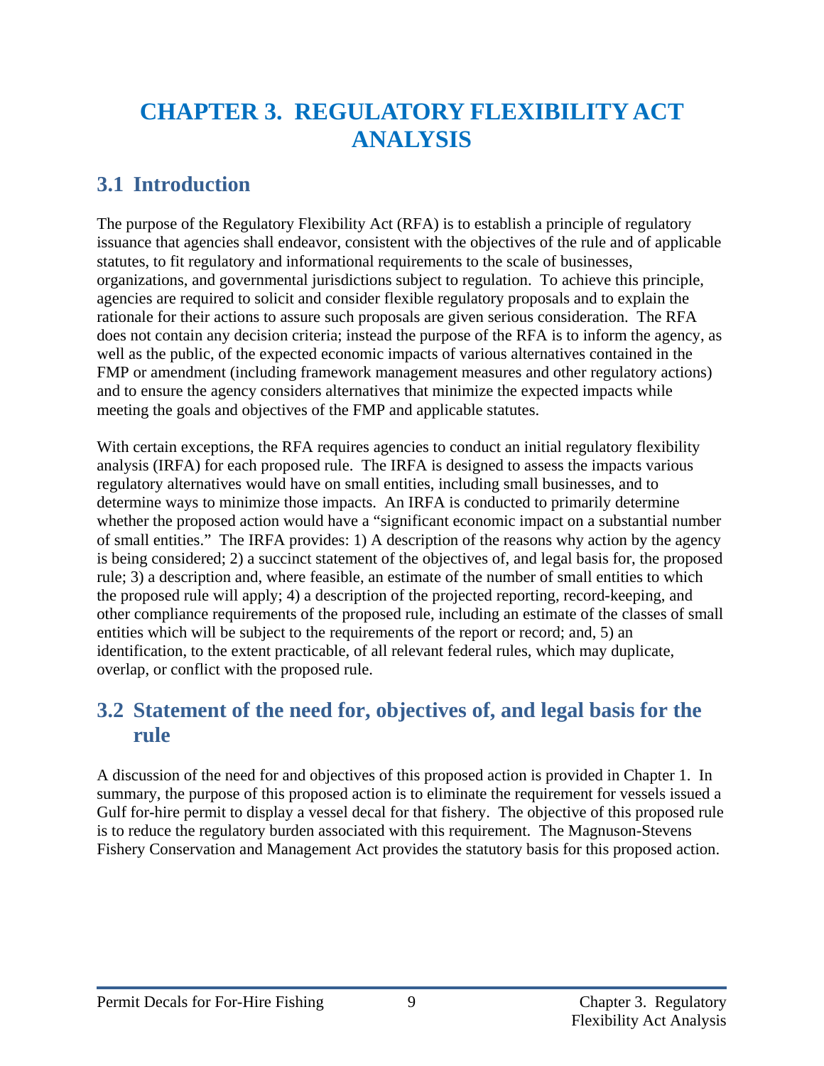# CHAPTER 3. REGULATORY FLEXIBILITY ACT ANALYSIS

## 3.1 Introduction

The purpose of the Regulatory Flexibility Act (RFA) is to establish a principle of regulatory issuance that agencies shall endeavor, consistent with the objectives of the rule and of applicable statutes, to fit regulatory and informational requirements to the scale of businesses, organizations, and governmental jurisdictions subject to regulation. To achieve this principle, agencies are required to solicit and consider flexible regulatory proposals and to explain the rationale for their actions to assure such proposals are given serious consideration. The RFA does not contain any decision criteria; instead the purpose of the RFA is to inform the agency, as well as the public, of the expected economic impacts of various alternatives contained in the FMP or amendment (including framework management measures and other regulatory actions) and to ensure the agency considers alternatives that minimize the expected impacts while meeting the goals and objectives of the FMP and applicable statutes.

With certain exceptions, the RFA requires agencies to conduct an initial regulatory flexibility analysis (IRFA) for each proposed rule. The IRFA is designed to assess the impacts various regulatory alternatives would have on small entities, including small businesses, and to determine ways to minimize those impacts. An IRFA is conducted to primarily determine whether the proposed action would have a "significant economic impact on a substantial number of small entities." The IRFA provides: 1) A description of the reasons why action by the agency is being considered; 2) a succinct statement of the objectives of, and legal basis for, the proposed rule; 3) a description and, where feasible, an estimate of the number of small entities to which the proposed rule will apply; 4) a description of the projected reporting, record-keeping, and other compliance requirements of the proposed rule, including an estimate of the classes of small entities which will be subject to the requirements of the report or record; and, 5) an identification, to the extent practicable, of all relevant federal rules, which may duplicate, overlap, or conflict with the proposed rule.

## 3.2 Statement of the need for, objectives of, and legal basis for the rule

A discussion of the need for and objectives of this proposed action is provided in Chapter 1. In summary, the purpose of this proposed action is to eliminate the requirement for vessels issued a Gulf for-hire permit to display a vessel decal for that fishery. The objective of this proposed rule is to reduce the regulatory burden associated with this requirement. The Magnuson-Stevens Fishery Conservation and Management Act provides the statutory basis for this proposed action.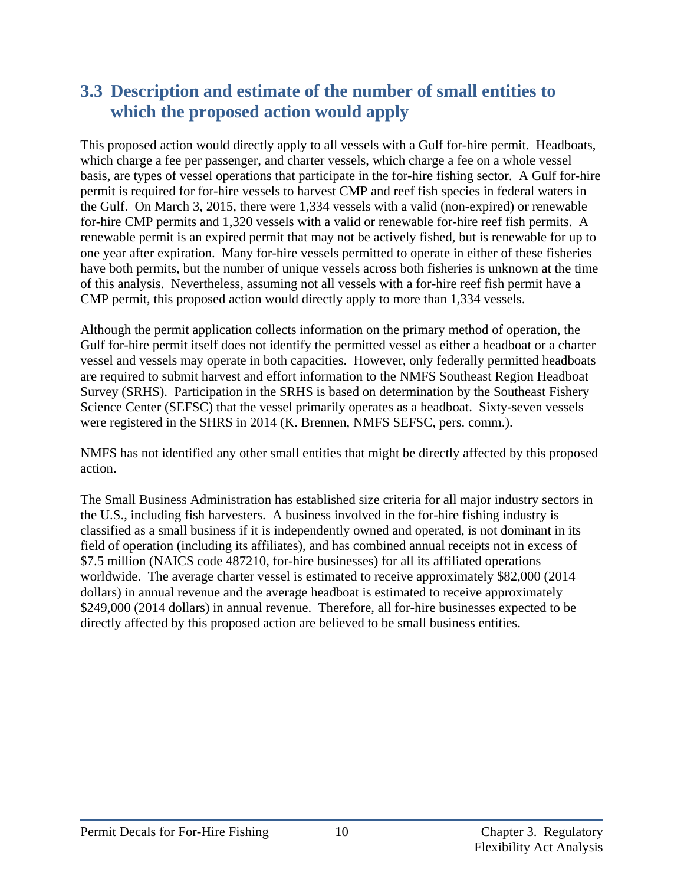## 3.3 Description and estimate of the number of small entities to which the proposed action would apply

This proposed action would directly apply to all vessels with a Gulf for-hire permit. Headboats, which charge a fee per passenger, and charter vessels, which charge a fee on a whole vessel basis, are types of vessel operations that participate in the for-hire fishing sector. A Gulf for-hire permit is required for for-hire vessels to harvest CMP and reef fish species in federal waters in the Gulf. On March 3, 2015, there were 1,334 vessels with a valid (non-expired) or renewable for-hire CMP permits and 1,320 vessels with a valid or renewable for-hire reef fish permits. A renewable permit is an expired permit that may not be actively fished, but is renewable for up to one year after expiration. Many for-hire vessels permitted to operate in either of these fisheries have both permits, but the number of unique vessels across both fisheries is unknown at the time of this analysis. Nevertheless, assuming not all vessels with a for-hire reef fish permit have a CMP permit, this proposed action would directly apply to more than 1,334 vessels.

Although the permit application collects information on the primary method of operation, the Gulf for-hire permit itself does not identify the permitted vessel as either a headboat or a charter vessel and vessels may operate in both capacities. However, only federally permitted headboats are required to submit harvest and effort information to the NMFS Southeast Region Headboat Survey (SRHS). Participation in the SRHS is based on determination by the Southeast Fishery Science Center (SEFSC) that the vessel primarily operates as a headboat. Sixty-seven vessels were registered in the SHRS in 2014 (K. Brennen, NMFS SEFSC, pers. comm.).

NMFS has not identified any other small entities that might be directly affected by this proposed action.

The Small Business Administration has established size criteria for all major industry sectors in the U.S., including fish harvesters. A business involved in the for-hire fishing industry is classified as a small business if it is independently owned and operated, is not dominant in its field of operation (including its affiliates), and has combined annual receipts not in excess of $7.5 million (NAICS code 487210, for-hire businesses) for all its affiliated operations worldwide. The average charter vessel is estimated to receive approximately $82,000 (2014 dollars) in annual revenue and the average headboat is estimated to receive approximately $249,000 (2014 dollars) in annual revenue. Therefore, all for-hire businesses expected to be directly affected by this proposed action are believed to be small business entities.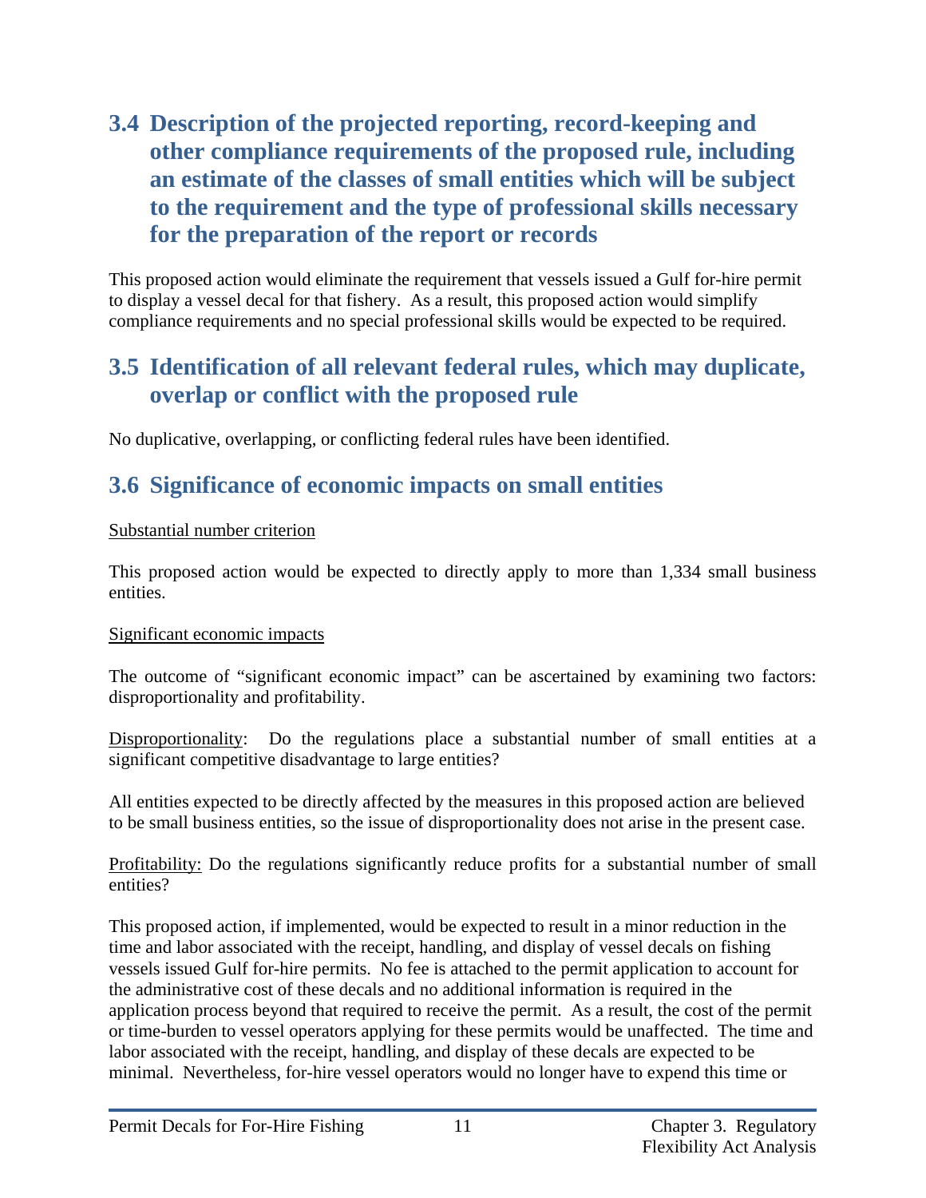## 3.4 Description of the projected reporting, record-keeping and other compliance requirements of the proposed rule, including an estimate of the classes of small entities which will be subject to the requirement and the type of professional skills necessary for the preparation of the report or records

This proposed action would eliminate the requirement that vessels issued a Gulf for-hire permit to display a vessel decal for that fishery. As a result, this proposed action would simplify compliance requirements and no special professional skills would be expected to be required.

## 3.5 Identification of all relevant federal rules, which may duplicate, overlap or conflict with the proposed rule

No duplicative, overlapping, or conflicting federal rules have been identified.

## 3.6 Significance of economic impacts on small entities

Substantial number criterion

This proposed action would be expected to directly apply to more than 1,334 small business entities.

Significant economic impacts

The outcome of "significant economic impact" can be ascertained by examining two factors: disproportionality and profitability.

Disproportionality: Do the regulations place a substantial number of small entities at a significant competitive disadvantage to large entities?

All entities expected to be directly affected by the measures in this proposed action are believed to be small business entities, so the issue of disproportionality does not arise in the present case.

Profitability: Do the regulations significantly reduce profits for a substantial number of small entities?

This proposed action, if implemented, would be expected to result in a minor reduction in the time and labor associated with the receipt, handling, and display of vessel decals on fishing vessels issued Gulf for-hire permits. No fee is attached to the permit application to account for the administrative cost of these decals and no additional information is required in the application process beyond that required to receive the permit. As a result, the cost of the permit or time-burden to vessel operators applying for these permits would be unaffected. The time and labor associated with the receipt, handling, and display of these decals are expected to be minimal. Nevertheless, for-hire vessel operators would no longer have to expend this time or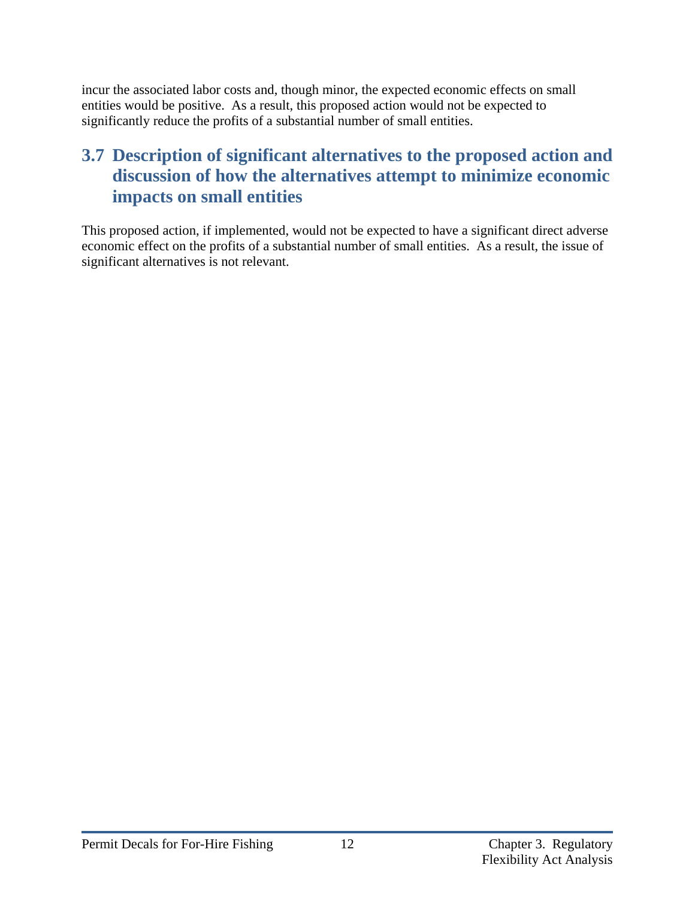incur the associated labor costs and, though minor, the expected economic effects on small entities would be positive. As a result, this proposed action would not be expected to significantly reduce the profits of a substantial number of small entities.

## 3.7 Description of significant alternatives to the proposed action and discussion of how the alternatives attempt to minimize economic impacts on small entities

This proposed action, if implemented, would not be expected to have a significant direct adverse economic effect on the profits of a substantial number of small entities. As a result, the issue of significant alternatives is not relevant.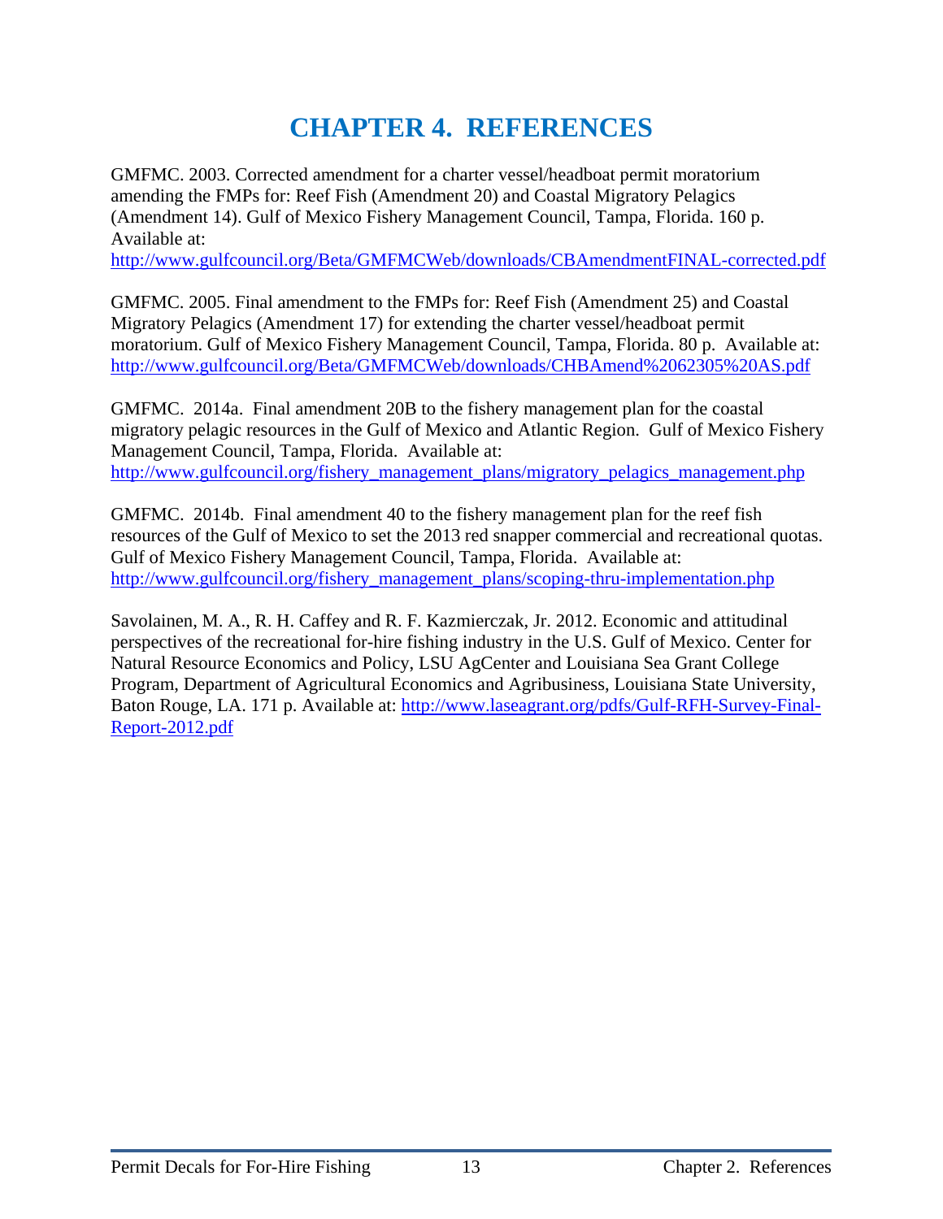# CHAPTER 4. REFERENCES

GMFMC. 2003. Corrected amendment for a charter vessel/headboat permit moratorium amending the FMPs for: Reef Fish (Amendment 20) and Coastal Migratory Pelagics (Amendment 14). Gulf of Mexico Fishery Management Council, Tampa, Florida. 160 p. Available at: http://www.gulfcouncil.org/Beta/GMFMCWeb/downloads/CBAmendmentFINAL-corrected.pdf

GMFMC. 2005. Final amendment to the FMPs for: Reef Fish (Amendment 25) and Coastal Migratory Pelagics (Amendment 17) for extending the charter vessel/headboat permit moratorium. Gulf of Mexico Fishery Management Council, Tampa, Florida. 80 p. Available at: http://www.gulfcouncil.org/Beta/GMFMCWeb/downloads/CHBAmend%2062305%20AS.pdf

GMFMC. 2014a. Final amendment 20B to the fishery management plan for the coastal migratory pelagic resources in the Gulf of Mexico and Atlantic Region. Gulf of Mexico Fishery Management Council, Tampa, Florida. Available at: http://www.gulfcouncil.org/fishery_management_plans/migratory_pelagics_management.php

GMFMC. 2014b. Final amendment 40 to the fishery management plan for the reef fish resources of the Gulf of Mexico to set the 2013 red snapper commercial and recreational quotas. Gulf of Mexico Fishery Management Council, Tampa, Florida. Available at: http://www.gulfcouncil.org/fishery_management_plans/scoping-thru-implementation.php

Savolainen, M. A., R. H. Caffey and R. F. Kazmierczak, Jr. 2012. Economic and attitudinal perspectives of the recreational for-hire fishing industry in the U.S. Gulf of Mexico. Center for Natural Resource Economics and Policy, LSU AgCenter and Louisiana Sea Grant College Program, Department of Agricultural Economics and Agribusiness, Louisiana State University, Baton Rouge, LA. 171 p. Available at: http://www.laseagrant.org/pdfs/Gulf-RFH-Survey-Final-Report-2012.pdf